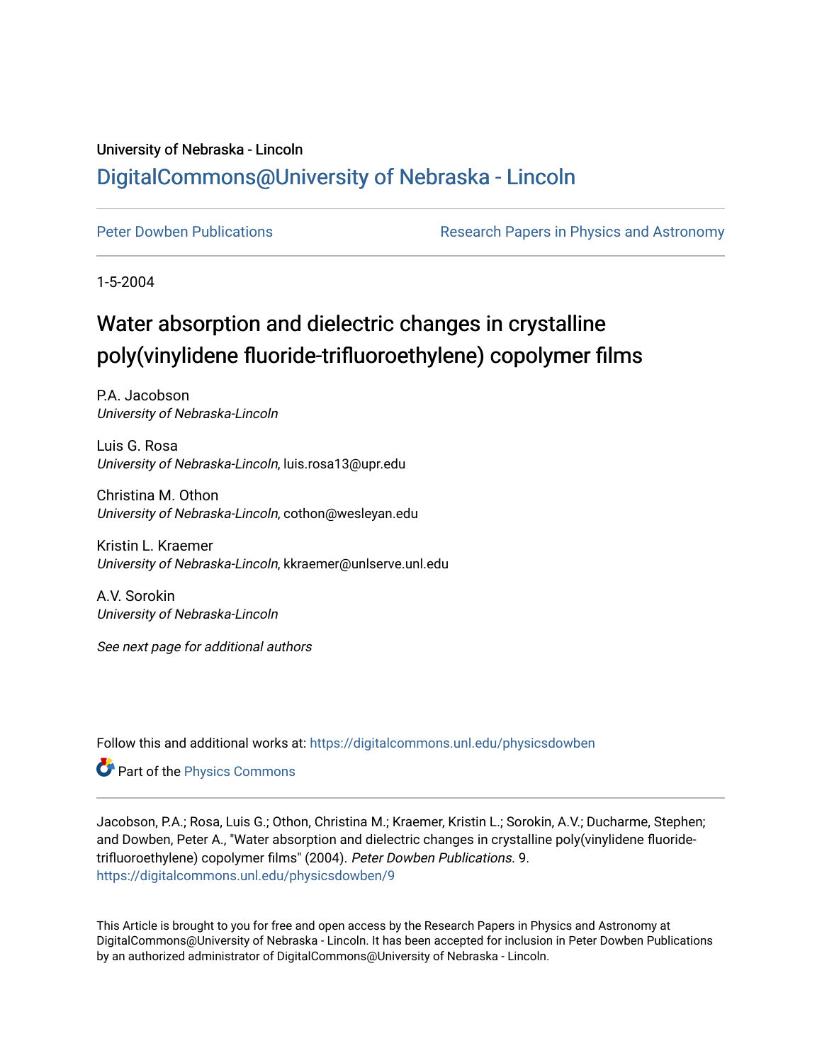University of Nebraska - Lincoln

[DigitalCommons@University of Nebraska - Lincoln](https://digitalcommons.unl.edu)

Peter Dowben Publications | Research Papers in Physics and Astronomy

1-5-2004

# Water absorption and dielectric changes in crystalline poly(vinylidene fluoride-trifluoroethylene) copolymer films

P.A. Jacobson
*University of Nebraska-Lincoln*

Luis G. Rosa
*University of Nebraska-Lincoln*, luis.rosa13@upr.edu

Christina M. Othon
*University of Nebraska-Lincoln*, cothon@wesleyan.edu

Kristin L. Kraemer
*University of Nebraska-Lincoln*, kkraemer@unlserve.unl.edu

A.V. Sorokin
*University of Nebraska-Lincoln*

*See next page for additional authors*

Follow this and additional works at: https://digitalcommons.unl.edu/physicsdowben

Part of the Physics Commons

Jacobson, P.A.; Rosa, Luis G.; Othon, Christina M.; Kraemer, Kristin L.; Sorokin, A.V.; Ducharme, Stephen; and Dowben, Peter A., "Water absorption and dielectric changes in crystalline poly(vinylidene fluoride-trifluoroethylene) copolymer films" (2004). *Peter Dowben Publications*. 9.
https://digitalcommons.unl.edu/physicsdowben/9

This Article is brought to you for free and open access by the Research Papers in Physics and Astronomy at DigitalCommons@University of Nebraska - Lincoln. It has been accepted for inclusion in Peter Dowben Publications by an authorized administrator of DigitalCommons@University of Nebraska - Lincoln.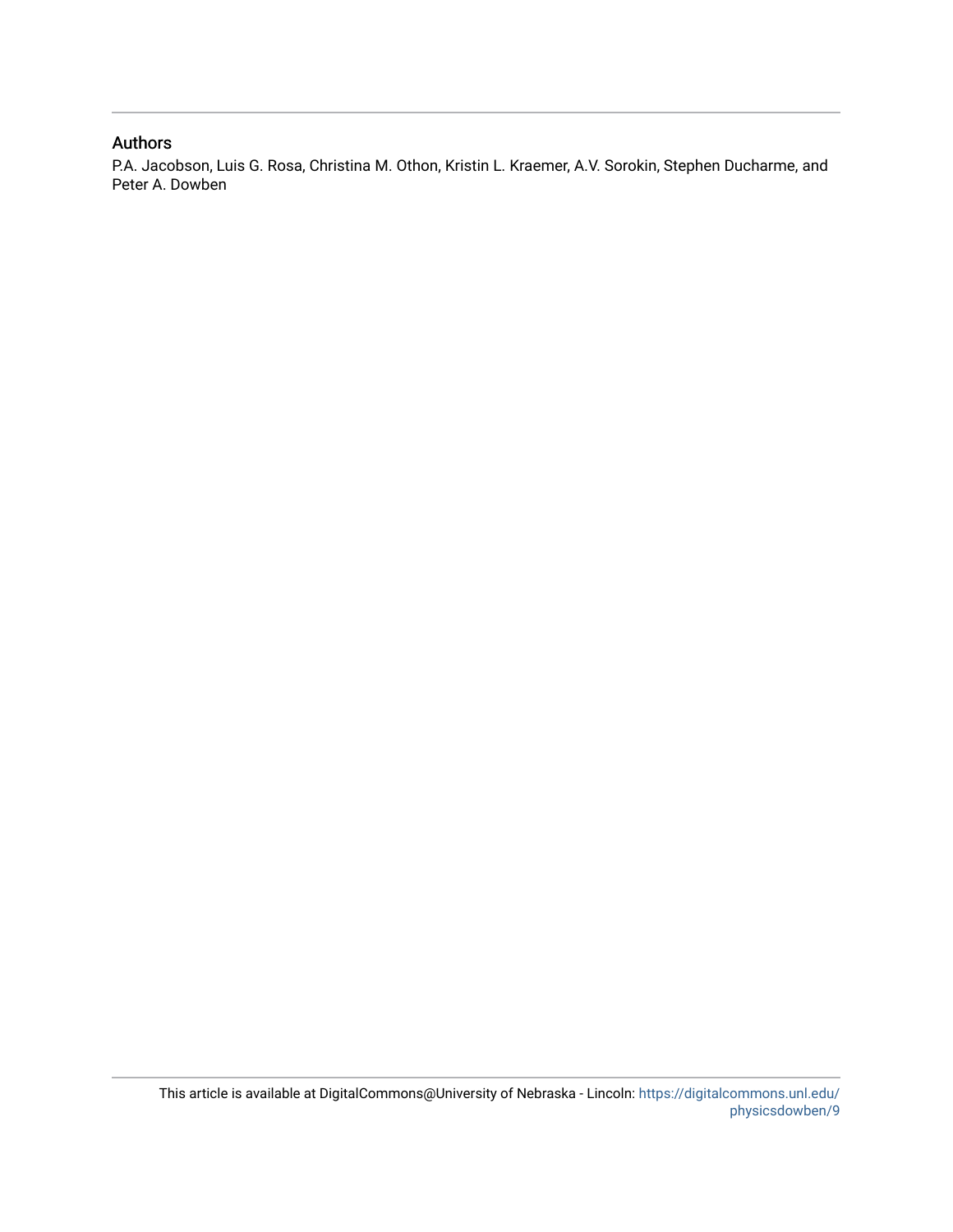### Authors

P.A. Jacobson, Luis G. Rosa, Christina M. Othon, Kristin L. Kraemer, A.V. Sorokin, Stephen Ducharme, and Peter A. Dowben

This article is available at DigitalCommons@University of Nebraska - Lincoln: https://digitalcommons.unl.edu/physicsdowben/9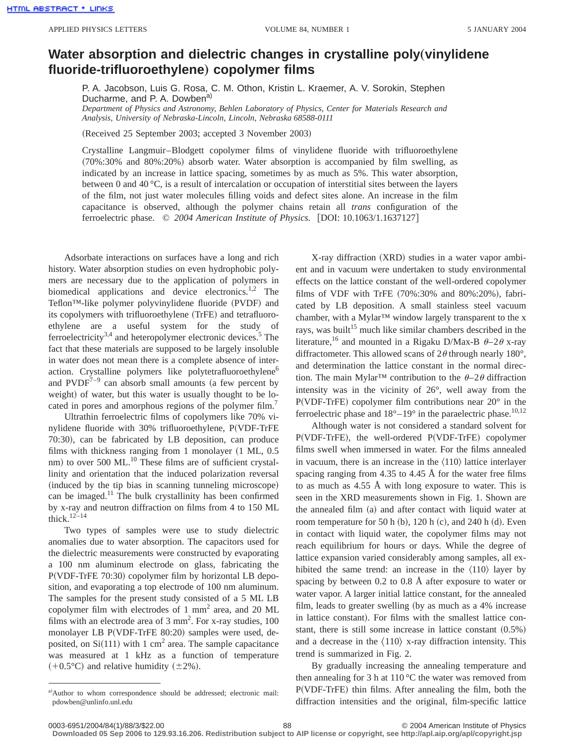# Water absorption and dielectric changes in crystalline poly(vinylidene fluoride-trifluoroethylene) copolymer films

P. A. Jacobson, Luis G. Rosa, C. M. Othon, Kristin L. Kraemer, A. V. Sorokin, Stephen Ducharme, and P. A. Dowben[a)]

*Department of Physics and Astronomy, Behlen Laboratory of Physics, Center for Materials Research and Analysis, University of Nebraska-Lincoln, Lincoln, Nebraska 68588-0111*

(Received 25 September 2003; accepted 3 November 2003)

Crystalline Langmuir–Blodgett copolymer films of vinylidene fluoride with trifluoroethylene (70%:30% and 80%:20%) absorb water. Water absorption is accompanied by film swelling, as indicated by an increase in lattice spacing, sometimes by as much as 5%. This water absorption, between 0 and 40 °C, is a result of intercalation or occupation of interstitial sites between the layers of the film, not just water molecules filling voids and defect sites alone. An increase in the film capacitance is observed, although the polymer chains retain all *trans* configuration of the ferroelectric phase. © *2004 American Institute of Physics.* [DOI: 10.1063/1.1637127]

Adsorbate interactions on surfaces have a long and rich history. Water absorption studies on even hydrophobic polymers are necessary due to the application of polymers in biomedical applications and device electronics.[1,2] The Teflon™-like polymer polyvinylidene fluoride (PVDF) and its copolymers with trifluoroethylene (TrFE) and tetrafluoroethylene are a useful system for the study of ferroelectricity[3,4] and heteropolymer electronic devices.[5] The fact that these materials are supposed to be largely insoluble in water does not mean there is a complete absence of interaction. Crystalline polymers like polytetrafluoroethylene[6] and PVDF[7–9] can absorb small amounts (a few percent by weight) of water, but this water is usually thought to be located in pores and amorphous regions of the polymer film.[7]

Ultrathin ferroelectric films of copolymers like 70% vinylidene fluoride with 30% trifluoroethylene, P(VDF-TrFE 70:30), can be fabricated by LB deposition, can produce films with thickness ranging from 1 monolayer (1 ML, 0.5 nm) to over 500 ML.[10] These films are of sufficient crystallinity and orientation that the induced polarization reversal (induced by the tip bias in scanning tunneling microscope) can be imaged.[11] The bulk crystallinity has been confirmed by x-ray and neutron diffraction on films from 4 to 150 ML thick.[12–14]

Two types of samples were use to study dielectric anomalies due to water absorption. The capacitors used for the dielectric measurements were constructed by evaporating a 100 nm aluminum electrode on glass, fabricating the P(VDF-TrFE 70:30) copolymer film by horizontal LB deposition, and evaporating a top electrode of 100 nm aluminum. The samples for the present study consisted of a 5 ML LB copolymer film with electrodes of 1 mm$^2$ area, and 20 ML films with an electrode area of 3 mm$^2$. For x-ray studies, 100 monolayer LB P(VDF-TrFE 80:20) samples were used, deposited, on Si(111) with 1 cm$^2$ area. The sample capacitance was measured at 1 kHz as a function of temperature (+0.5°C) and relative humidity (±2%).

X-ray diffraction (XRD) studies in a water vapor ambient and in vacuum were undertaken to study environmental effects on the lattice constant of the well-ordered copolymer films of VDF with TrFE (70%:30% and 80%:20%), fabricated by LB deposition. A small stainless steel vacuum chamber, with a Mylar™ window largely transparent to the x rays, was built[15] much like similar chambers described in the literature,[16] and mounted in a Rigaku D/Max-B $\theta$–$2\theta$ x-ray diffractometer. This allowed scans of $2\theta$ through nearly 180°, and determination the lattice constant in the normal direction. The main Mylar™ contribution to the $\theta$–$2\theta$ diffraction intensity was in the vicinity of 26°, well away from the P(VDF-TrFE) copolymer film contributions near 20° in the ferroelectric phase and 18°–19° in the paraelectric phase.[10,12]

Although water is not considered a standard solvent for P(VDF-TrFE), the well-ordered P(VDF-TrFE) copolymer films swell when immersed in water. For the films annealed in vacuum, there is an increase in the ⟨110⟩ lattice interlayer spacing ranging from 4.35 to 4.45 Å for the water free films to as much as 4.55 Å with long exposure to water. This is seen in the XRD measurements shown in Fig. 1. Shown are the annealed film (a) and after contact with liquid water at room temperature for 50 h (b), 120 h (c), and 240 h (d). Even in contact with liquid water, the copolymer films may not reach equilibrium for hours or days. While the degree of lattice expansion varied considerably among samples, all exhibited the same trend: an increase in the ⟨110⟩ layer by spacing by between 0.2 to 0.8 Å after exposure to water or water vapor. A larger initial lattice constant, for the annealed film, leads to greater swelling (by as much as a 4% increase in lattice constant). For films with the smallest lattice constant, there is still some increase in lattice constant (0.5%) and a decrease in the ⟨110⟩ x-ray diffraction intensity. This trend is summarized in Fig. 2.

By gradually increasing the annealing temperature and then annealing for 3 h at 110 °C the water was removed from P(VDF-TrFE) thin films. After annealing the film, both the diffraction intensities and the original, film-specific lattice

[a)]Author to whom correspondence should be addressed; electronic mail: pdowben@unlinfo.unl.edu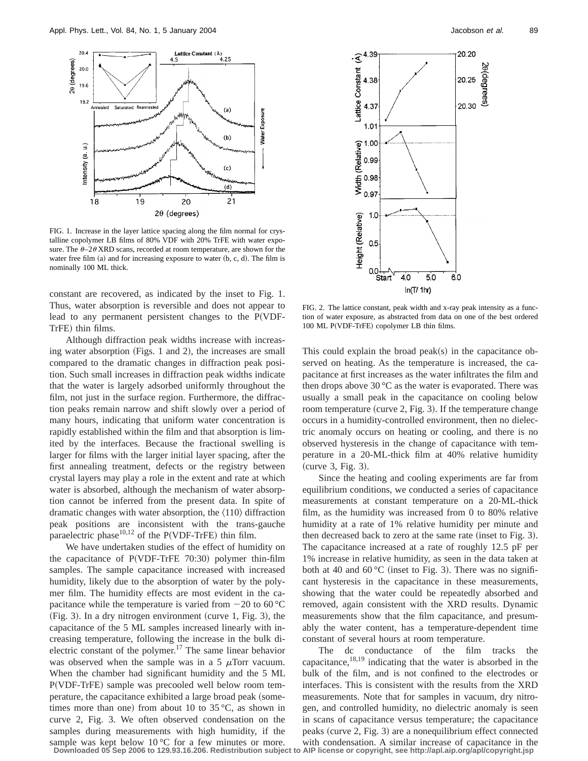FIG. 1. Increase in the layer lattice spacing along the film normal for crystalline copolymer LB films of 80% VDF with 20% TrFE with water exposure. The $\theta$–2$\theta$ XRD scans, recorded at room temperature, are shown for the water free film (a) and for increasing exposure to water (b, c, d). The film is nominally 100 ML thick.

constant are recovered, as indicated by the inset to Fig. 1. Thus, water absorption is reversible and does not appear to lead to any permanent persistent changes to the P(VDF-TrFE) thin films.

Although diffraction peak widths increase with increasing water absorption (Figs. 1 and 2), the increases are small compared to the dramatic changes in diffraction peak position. Such small increases in diffraction peak widths indicate that the water is largely adsorbed uniformly throughout the film, not just in the surface region. Furthermore, the diffraction peaks remain narrow and shift slowly over a period of many hours, indicating that uniform water concentration is rapidly established within the film and that absorption is limited by the interfaces. Because the fractional swelling is larger for films with the larger initial layer spacing, after the first annealing treatment, defects or the registry between crystal layers may play a role in the extent and rate at which water is absorbed, although the mechanism of water absorption cannot be inferred from the present data. In spite of dramatic changes with water absorption, the ⟨110⟩ diffraction peak positions are inconsistent with the trans-gauche paraelectric phase[10,12] of the P(VDF-TrFE) thin film.

We have undertaken studies of the effect of humidity on the capacitance of P(VDF-TrFE 70:30) polymer thin-film samples. The sample capacitance increased with increased humidity, likely due to the absorption of water by the polymer film. The humidity effects are most evident in the capacitance while the temperature is varied from −20 to 60 °C (Fig. 3). In a dry nitrogen environment (curve 1, Fig. 3), the capacitance of the 5 ML samples increased linearly with increasing temperature, following the increase in the bulk dielectric constant of the polymer.[17] The same linear behavior was observed when the sample was in a 5 $\mu$Torr vacuum. When the chamber had significant humidity and the 5 ML P(VDF-TrFE) sample was precooled well below room temperature, the capacitance exhibited a large broad peak (sometimes more than one) from about 10 to 35 °C, as shown in curve 2, Fig. 3. We often observed condensation on the samples during measurements with high humidity, if the sample was kept below 10 °C for a few minutes or more.

FIG. 2. The lattice constant, peak width and x-ray peak intensity as a function of water exposure, as abstracted from data on one of the best ordered 100 ML P(VDF-TrFE) copolymer LB thin films.

This could explain the broad peak(s) in the capacitance observed on heating. As the temperature is increased, the capacitance at first increases as the water infiltrates the film and then drops above 30 °C as the water is evaporated. There was usually a small peak in the capacitance on cooling below room temperature (curve 2, Fig. 3). If the temperature change occurs in a humidity-controlled environment, then no dielectric anomaly occurs on heating or cooling, and there is no observed hysteresis in the change of capacitance with temperature in a 20-ML-thick film at 40% relative humidity (curve 3, Fig. 3).

Since the heating and cooling experiments are far from equilibrium conditions, we conducted a series of capacitance measurements at constant temperature on a 20-ML-thick film, as the humidity was increased from 0 to 80% relative humidity at a rate of 1% relative humidity per minute and then decreased back to zero at the same rate (inset to Fig. 3). The capacitance increased at a rate of roughly 12.5 pF per 1% increase in relative humidity, as seen in the data taken at both at 40 and 60 °C (inset to Fig. 3). There was no significant hysteresis in the capacitance in these measurements, showing that the water could be repeatedly absorbed and removed, again consistent with the XRD results. Dynamic measurements show that the film capacitance, and presumably the water content, has a temperature-dependent time constant of several hours at room temperature.

The dc conductance of the film tracks the capacitance,[18,19] indicating that the water is absorbed in the bulk of the film, and is not confined to the electrodes or interfaces. This is consistent with the results from the XRD measurements. Note that for samples in vacuum, dry nitrogen, and controlled humidity, no dielectric anomaly is seen in scans of capacitance versus temperature; the capacitance peaks (curve 2, Fig. 3) are a nonequilibrium effect connected with condensation. A similar increase of capacitance in the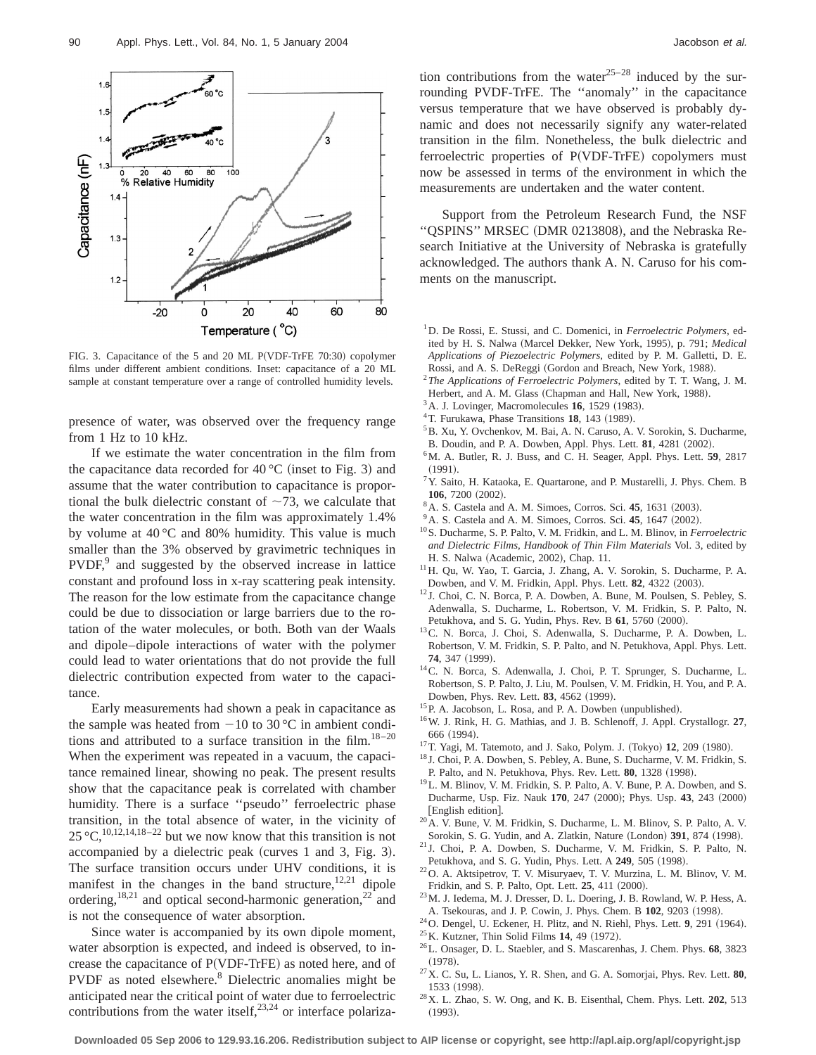Capacitance (nF)

Temperature (°C)

% Relative Humidity

60 °C

40 °C

1.6

1.5

1.4

1.3

0 20 40 60 80 100

1.4

1.3

1.2

-20 0 20 40 60 80

1

2

3

FIG. 3. Capacitance of the 5 and 20 ML P(VDF-TrFE 70:30) copolymer films under different ambient conditions. Inset: capacitance of a 20 ML sample at constant temperature over a range of controlled humidity levels.

presence of water, was observed over the frequency range from 1 Hz to 10 kHz.

If we estimate the water concentration in the film from the capacitance data recorded for 40 °C (inset to Fig. 3) and assume that the water contribution to capacitance is proportional the bulk dielectric constant of ~73, we calculate that the water concentration in the film was approximately 1.4% by volume at 40 °C and 80% humidity. This value is much smaller than the 3% observed by gravimetric techniques in PVDF,[9] and suggested by the observed increase in lattice constant and profound loss in x-ray scattering peak intensity. The reason for the low estimate from the capacitance change could be due to dissociation or large barriers due to the rotation of the water molecules, or both. Both van der Waals and dipole–dipole interactions of water with the polymer could lead to water orientations that do not provide the full dielectric contribution expected from water to the capacitance.

Early measurements had shown a peak in capacitance as the sample was heated from −10 to 30 °C in ambient conditions and attributed to a surface transition in the film.[18–20] When the experiment was repeated in a vacuum, the capacitance remained linear, showing no peak. The present results show that the capacitance peak is correlated with chamber humidity. There is a surface "pseudo" ferroelectric phase transition, in the total absence of water, in the vicinity of 25 °C,[10,12,14,18–22] but we now know that this transition is not accompanied by a dielectric peak (curves 1 and 3, Fig. 3). The surface transition occurs under UHV conditions, it is manifest in the changes in the band structure,[12,21] dipole ordering,[18,21] and optical second-harmonic generation,[22] and is not the consequence of water absorption.

Since water is accompanied by its own dipole moment, water absorption is expected, and indeed is observed, to increase the capacitance of P(VDF-TrFE) as noted here, and of PVDF as noted elsewhere.[8] Dielectric anomalies might be anticipated near the critical point of water due to ferroelectric contributions from the water itself,[23,24] or interface polarization contributions from the water[25–28] induced by the surrounding PVDF-TrFE. The "anomaly" in the capacitance versus temperature that we have observed is probably dynamic and does not necessarily signify any water-related transition in the film. Nonetheless, the bulk dielectric and ferroelectric properties of P(VDF-TrFE) copolymers must now be assessed in terms of the environment in which the measurements are undertaken and the water content.

Support from the Petroleum Research Fund, the NSF "QSPINS" MRSEC (DMR 0213808), and the Nebraska Research Initiative at the University of Nebraska is gratefully acknowledged. The authors thank A. N. Caruso for his comments on the manuscript.

[1] D. De Rossi, E. Stussi, and C. Domenici, in *Ferroelectric Polymers*, edited by H. S. Nalwa (Marcel Dekker, New York, 1995), p. 791; *Medical Applications of Piezoelectric Polymers*, edited by P. M. Galletti, D. E. Rossi, and A. S. DeReggi (Gordon and Breach, New York, 1988).

[2] *The Applications of Ferroelectric Polymers*, edited by T. T. Wang, J. M. Herbert, and A. M. Glass (Chapman and Hall, New York, 1988).

[3] A. J. Lovinger, Macromolecules **16**, 1529 (1983).

[4] T. Furukawa, Phase Transitions **18**, 143 (1989).

[5] B. Xu, Y. Ovchenkov, M. Bai, A. N. Caruso, A. V. Sorokin, S. Ducharme, B. Doudin, and P. A. Dowben, Appl. Phys. Lett. **81**, 4281 (2002).

[6] M. A. Butler, R. J. Buss, and C. H. Seager, Appl. Phys. Lett. **59**, 2817 (1991).

[7] Y. Saito, H. Kataoka, E. Quartarone, and P. Mustarelli, J. Phys. Chem. B **106**, 7200 (2002).

[8] A. S. Castela and A. M. Simoes, Corros. Sci. **45**, 1631 (2003).

[9] A. S. Castela and A. M. Simoes, Corros. Sci. **45**, 1647 (2002).

[10] S. Ducharme, S. P. Palto, V. M. Fridkin, and L. M. Blinov, in *Ferroelectric and Dielectric Films, Handbook of Thin Film Materials* Vol. 3, edited by H. S. Nalwa (Academic, 2002), Chap. 11.

[11] H. Qu, W. Yao, T. Garcia, J. Zhang, A. V. Sorokin, S. Ducharme, P. A. Dowben, and V. M. Fridkin, Appl. Phys. Lett. **82**, 4322 (2003).

[12] J. Choi, C. N. Borca, P. A. Dowben, A. Bune, M. Poulsen, S. Pebley, S. Adenwalla, S. Ducharme, L. Robertson, V. M. Fridkin, S. P. Palto, N. Petukhova, and S. G. Yudin, Phys. Rev. B **61**, 5760 (2000).

[13] C. N. Borca, J. Choi, S. Adenwalla, S. Ducharme, P. A. Dowben, L. Robertson, V. M. Fridkin, S. P. Palto, and N. Petukhova, Appl. Phys. Lett. **74**, 347 (1999).

[14] C. N. Borca, S. Adenwalla, J. Choi, P. T. Sprunger, S. Ducharme, L. Robertson, S. P. Palto, J. Liu, M. Poulsen, V. M. Fridkin, H. You, and P. A. Dowben, Phys. Rev. Lett. **83**, 4562 (1999).

[15] P. A. Jacobson, L. Rosa, and P. A. Dowben (unpublished).

[16] W. J. Rink, H. G. Mathias, and J. B. Schlenoff, J. Appl. Crystallogr. **27**, 666 (1994).

[17] T. Yagi, M. Tatemoto, and J. Sako, Polym. J. (Tokyo) **12**, 209 (1980).

[18] J. Choi, P. A. Dowben, S. Pebley, A. Bune, S. Ducharme, V. M. Fridkin, S. P. Palto, and N. Petukhova, Phys. Rev. Lett. **80**, 1328 (1998).

[19] L. M. Blinov, V. M. Fridkin, S. P. Palto, A. V. Bune, P. A. Dowben, and S. Ducharme, Usp. Fiz. Nauk **170**, 247 (2000); Phys. Usp. **43**, 243 (2000) [English edition].

[20] A. V. Bune, V. M. Fridkin, S. Ducharme, L. M. Blinov, S. P. Palto, A. V. Sorokin, S. G. Yudin, and A. Zlatkin, Nature (London) **391**, 874 (1998).

[21] J. Choi, P. A. Dowben, S. Ducharme, V. M. Fridkin, S. P. Palto, N. Petukhova, and S. G. Yudin, Phys. Lett. A **249**, 505 (1998).

[22] O. A. Aktsipetrov, T. V. Misuryaev, T. V. Murzina, L. M. Blinov, V. M. Fridkin, and S. P. Palto, Opt. Lett. **25**, 411 (2000).

[23] M. J. Iedema, M. J. Dresser, D. L. Doering, J. B. Rowland, W. P. Hess, A. A. Tsekouras, and J. P. Cowin, J. Phys. Chem. B **102**, 9203 (1998).

[24] O. Dengel, U. Eckener, H. Plitz, and N. Riehl, Phys. Lett. **9**, 291 (1964).

[25] K. Kutzner, Thin Solid Films **14**, 49 (1972).

[26] L. Onsager, D. L. Staebler, and S. Mascarenhas, J. Chem. Phys. **68**, 3823 (1978).

[27] X. C. Su, L. Lianos, Y. R. Shen, and G. A. Somorjai, Phys. Rev. Lett. **80**, 1533 (1998).

[28] X. L. Zhao, S. W. Ong, and K. B. Eisenthal, Chem. Phys. Lett. **202**, 513 (1993).